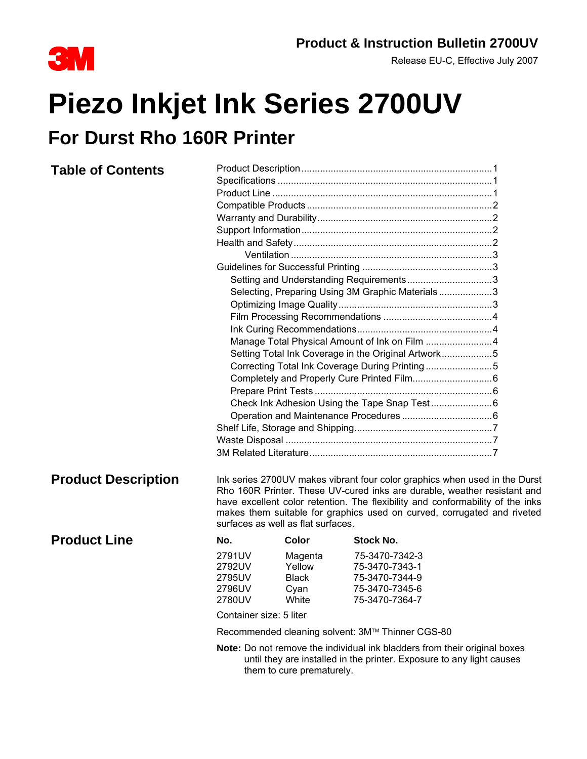**Product & Instruction Bulletin 2700UV**

Release EU-C, Effective July 2007

# Piezo Inkjet Ink Series 2700UV

## For Durst Rho 160R Printer

### Table of Contents

- Product Description ........ 1
- Specifications ........ 1
- Product Line ........ 1
- Compatible Products ........ 2
- Warranty and Durability ........ 2
- Support Information ........ 2
- Health and Safety ........ 2
  - Ventilation ........ 3
- Guidelines for Successful Printing ........ 3
  - Setting and Understanding Requirements ........ 3
  - Selecting, Preparing Using 3M Graphic Materials ........ 3
  - Optimizing Image Quality ........ 3
  - Film Processing Recommendations ........ 4
  - Ink Curing Recommendations ........ 4
  - Manage Total Physical Amount of Ink on Film ........ 4
  - Setting Total Ink Coverage in the Original Artwork ........ 5
  - Correcting Total Ink Coverage During Printing ........ 5
  - Completely and Properly Cure Printed Film ........ 6
  - Prepare Print Tests ........ 6
  - Check Ink Adhesion Using the Tape Snap Test ........ 6
  - Operation and Maintenance Procedures ........ 6
- Shelf Life, Storage and Shipping ........ 7
- Waste Disposal ........ 7
- 3M Related Literature ........ 7

### Product Description

Ink series 2700UV makes vibrant four color graphics when used in the Durst Rho 160R Printer. These UV-cured inks are durable, weather resistant and have excellent color retention. The flexibility and conformability of the inks makes them suitable for graphics used on curved, corrugated and riveted surfaces as well as flat surfaces.

### Product Line

| No. | Color | Stock No. |
|---|---|---|
| 2791UV | Magenta | 75-3470-7342-3 |
| 2792UV | Yellow | 75-3470-7343-1 |
| 2795UV | Black | 75-3470-7344-9 |
| 2796UV | Cyan | 75-3470-7345-6 |
| 2780UV | White | 75-3470-7364-7 |

Container size: 5 liter

Recommended cleaning solvent: 3M™ Thinner CGS-80

**Note:** Do not remove the individual ink bladders from their original boxes until they are installed in the printer. Exposure to any light causes them to cure prematurely.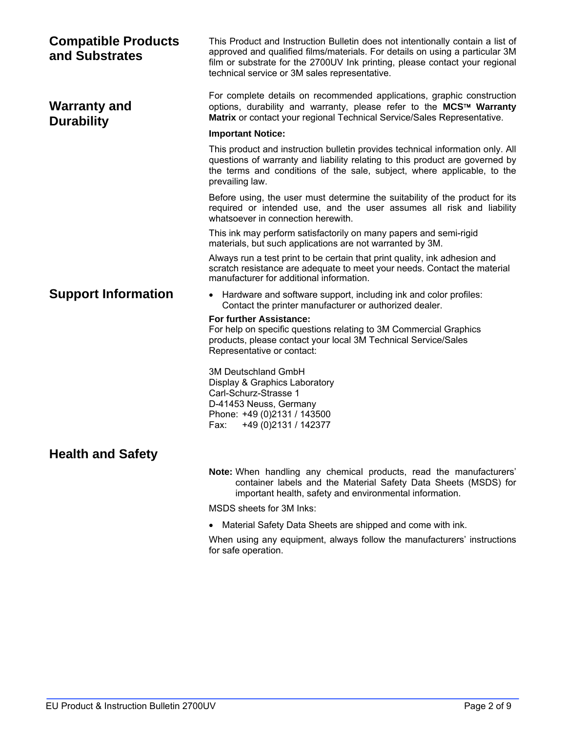## Compatible Products and Substrates

This Product and Instruction Bulletin does not intentionally contain a list of approved and qualified films/materials. For details on using a particular 3M film or substrate for the 2700UV Ink printing, please contact your regional technical service or 3M sales representative.

## Warranty and Durability

For complete details on recommended applications, graphic construction options, durability and warranty, please refer to the **MCS™ Warranty Matrix** or contact your regional Technical Service/Sales Representative.

**Important Notice:**

This product and instruction bulletin provides technical information only. All questions of warranty and liability relating to this product are governed by the terms and conditions of the sale, subject, where applicable, to the prevailing law.

Before using, the user must determine the suitability of the product for its required or intended use, and the user assumes all risk and liability whatsoever in connection herewith.

This ink may perform satisfactorily on many papers and semi-rigid materials, but such applications are not warranted by 3M.

Always run a test print to be certain that print quality, ink adhesion and scratch resistance are adequate to meet your needs. Contact the material manufacturer for additional information.

## Support Information

- Hardware and software support, including ink and color profiles: Contact the printer manufacturer or authorized dealer.

**For further Assistance:**
For help on specific questions relating to 3M Commercial Graphics products, please contact your local 3M Technical Service/Sales Representative or contact:

3M Deutschland GmbH
Display & Graphics Laboratory
Carl-Schurz-Strasse 1
D-41453 Neuss, Germany
Phone: +49 (0)2131 / 143500
Fax: +49 (0)2131 / 142377

## Health and Safety

**Note:** When handling any chemical products, read the manufacturers' container labels and the Material Safety Data Sheets (MSDS) for important health, safety and environmental information.

MSDS sheets for 3M Inks:

- Material Safety Data Sheets are shipped and come with ink.

When using any equipment, always follow the manufacturers' instructions for safe operation.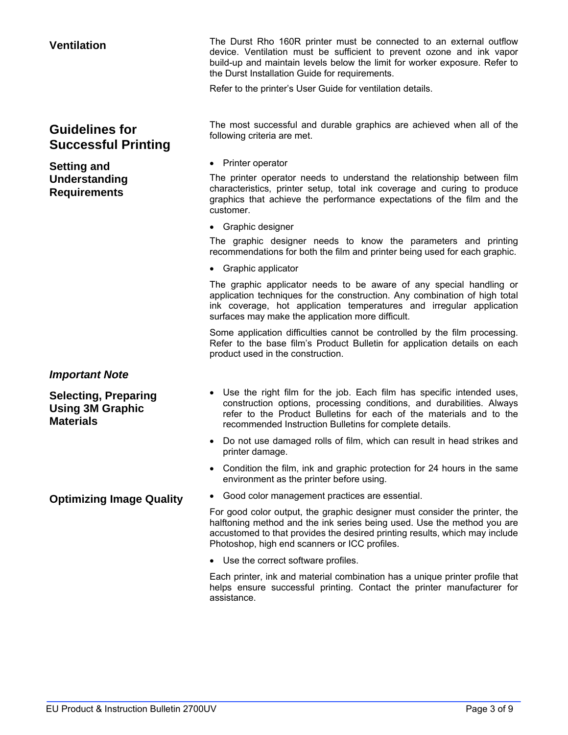## Ventilation

The Durst Rho 160R printer must be connected to an external outflow device. Ventilation must be sufficient to prevent ozone and ink vapor build-up and maintain levels below the limit for worker exposure. Refer to the Durst Installation Guide for requirements.

Refer to the printer's User Guide for ventilation details.

# Guidelines for Successful Printing

The most successful and durable graphics are achieved when all of the following criteria are met.

## Setting and Understanding Requirements

- Printer operator

The printer operator needs to understand the relationship between film characteristics, printer setup, total ink coverage and curing to produce graphics that achieve the performance expectations of the film and the customer.

- Graphic designer

The graphic designer needs to know the parameters and printing recommendations for both the film and printer being used for each graphic.

- Graphic applicator

The graphic applicator needs to be aware of any special handling or application techniques for the construction. Any combination of high total ink coverage, hot application temperatures and irregular application surfaces may make the application more difficult.

Some application difficulties cannot be controlled by the film processing. Refer to the base film's Product Bulletin for application details on each product used in the construction.

### *Important Note*

## Selecting, Preparing Using 3M Graphic Materials

- Use the right film for the job. Each film has specific intended uses, construction options, processing conditions, and durabilities. Always refer to the Product Bulletins for each of the materials and to the recommended Instruction Bulletins for complete details.
- Do not use damaged rolls of film, which can result in head strikes and printer damage.
- Condition the film, ink and graphic protection for 24 hours in the same environment as the printer before using.

## Optimizing Image Quality

- Good color management practices are essential.

For good color output, the graphic designer must consider the printer, the halftoning method and the ink series being used. Use the method you are accustomed to that provides the desired printing results, which may include Photoshop, high end scanners or ICC profiles.

- Use the correct software profiles.

Each printer, ink and material combination has a unique printer profile that helps ensure successful printing. Contact the printer manufacturer for assistance.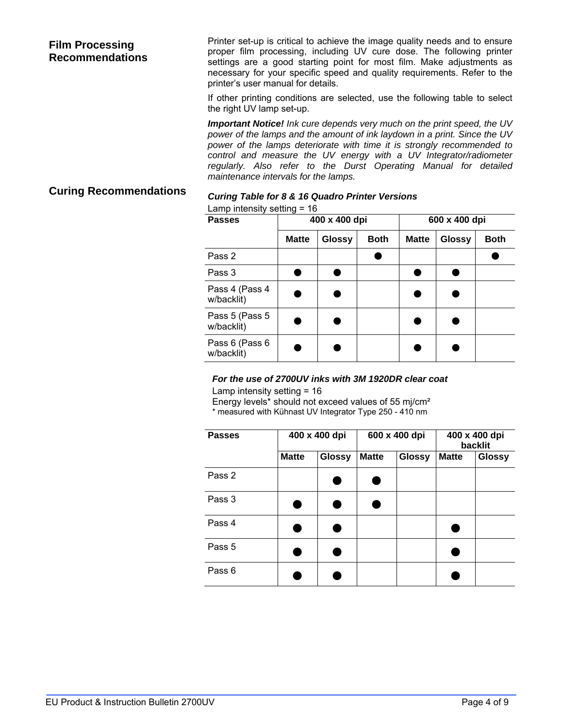## Film Processing Recommendations

Printer set-up is critical to achieve the image quality needs and to ensure proper film processing, including UV cure dose. The following printer settings are a good starting point for most film. Make adjustments as necessary for your specific speed and quality requirements. Refer to the printer's user manual for details.

If other printing conditions are selected, use the following table to select the right UV lamp set-up.

***Important Notice!*** *Ink cure depends very much on the print speed, the UV power of the lamps and the amount of ink laydown in a print. Since the UV power of the lamps deteriorate with time it is strongly recommended to control and measure the UV energy with a UV Integrator/radiometer regularly. Also refer to the Durst Operating Manual for detailed maintenance intervals for the lamps.*

## Curing Recommendations

***Curing Table for 8 & 16 Quadro Printer Versions***

Lamp intensity setting = 16

| Passes | 400 x 400 dpi | | | 600 x 400 dpi | | |
|---|---|---|---|---|---|---|
| | Matte | Glossy | Both | Matte | Glossy | Both |
| Pass 2 | | | ● | | | ● |
| Pass 3 | ● | ● | | ● | ● | |
| Pass 4 (Pass 4 w/backlit) | ● | ● | | ● | ● | |
| Pass 5 (Pass 5 w/backlit) | ● | ● | | ● | ● | |
| Pass 6 (Pass 6 w/backlit) | ● | ● | | ● | ● | |

***For the use of 2700UV inks with 3M 1920DR clear coat***

Lamp intensity setting = 16

Energy levels* should not exceed values of 55 mj/cm²

\* measured with Kühnast UV Integrator Type 250 - 410 nm

| Passes | 400 x 400 dpi | | 600 x 400 dpi | | 400 x 400 dpi backlit | |
|---|---|---|---|---|---|---|
| | Matte | Glossy | Matte | Glossy | Matte | Glossy |
| Pass 2 | | ● | ● | | | |
| Pass 3 | ● | ● | ● | | | |
| Pass 4 | ● | ● | | | ● | |
| Pass 5 | ● | ● | | | ● | |
| Pass 6 | ● | ● | | | ● | |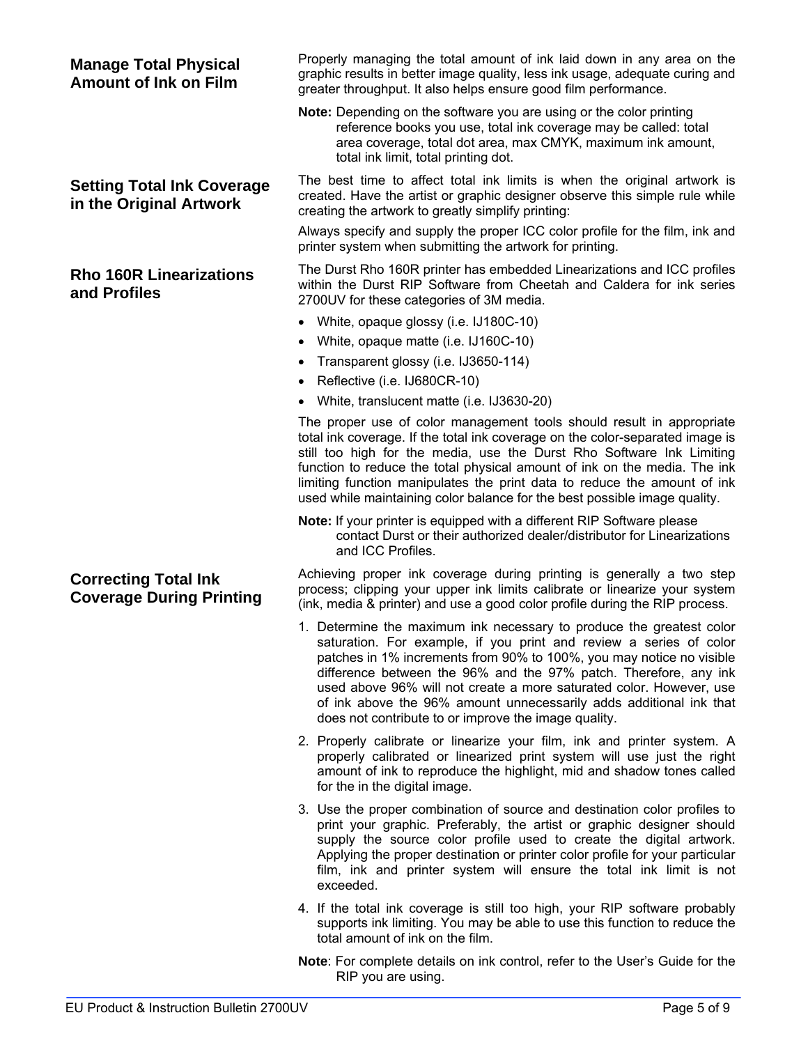## Manage Total Physical Amount of Ink on Film

Properly managing the total amount of ink laid down in any area on the graphic results in better image quality, less ink usage, adequate curing and greater throughput. It also helps ensure good film performance.

**Note:** Depending on the software you are using or the color printing reference books you use, total ink coverage may be called: total area coverage, total dot area, max CMYK, maximum ink amount, total ink limit, total printing dot.

## Setting Total Ink Coverage in the Original Artwork

The best time to affect total ink limits is when the original artwork is created. Have the artist or graphic designer observe this simple rule while creating the artwork to greatly simplify printing:

Always specify and supply the proper ICC color profile for the film, ink and printer system when submitting the artwork for printing.

## Rho 160R Linearizations and Profiles

The Durst Rho 160R printer has embedded Linearizations and ICC profiles within the Durst RIP Software from Cheetah and Caldera for ink series 2700UV for these categories of 3M media.

- White, opaque glossy (i.e. IJ180C-10)
- White, opaque matte (i.e. IJ160C-10)
- Transparent glossy (i.e. IJ3650-114)
- Reflective (i.e. IJ680CR-10)
- White, translucent matte (i.e. IJ3630-20)

The proper use of color management tools should result in appropriate total ink coverage. If the total ink coverage on the color-separated image is still too high for the media, use the Durst Rho Software Ink Limiting function to reduce the total physical amount of ink on the media. The ink limiting function manipulates the print data to reduce the amount of ink used while maintaining color balance for the best possible image quality.

**Note:** If your printer is equipped with a different RIP Software please contact Durst or their authorized dealer/distributor for Linearizations and ICC Profiles.

## Correcting Total Ink Coverage During Printing

Achieving proper ink coverage during printing is generally a two step process; clipping your upper ink limits calibrate or linearize your system (ink, media & printer) and use a good color profile during the RIP process.

1. Determine the maximum ink necessary to produce the greatest color saturation. For example, if you print and review a series of color patches in 1% increments from 90% to 100%, you may notice no visible difference between the 96% and the 97% patch. Therefore, any ink used above 96% will not create a more saturated color. However, use of ink above the 96% amount unnecessarily adds additional ink that does not contribute to or improve the image quality.
2. Properly calibrate or linearize your film, ink and printer system. A properly calibrated or linearized print system will use just the right amount of ink to reproduce the highlight, mid and shadow tones called for the in the digital image.
3. Use the proper combination of source and destination color profiles to print your graphic. Preferably, the artist or graphic designer should supply the source color profile used to create the digital artwork. Applying the proper destination or printer color profile for your particular film, ink and printer system will ensure the total ink limit is not exceeded.
4. If the total ink coverage is still too high, your RIP software probably supports ink limiting. You may be able to use this function to reduce the total amount of ink on the film.

**Note**: For complete details on ink control, refer to the User's Guide for the RIP you are using.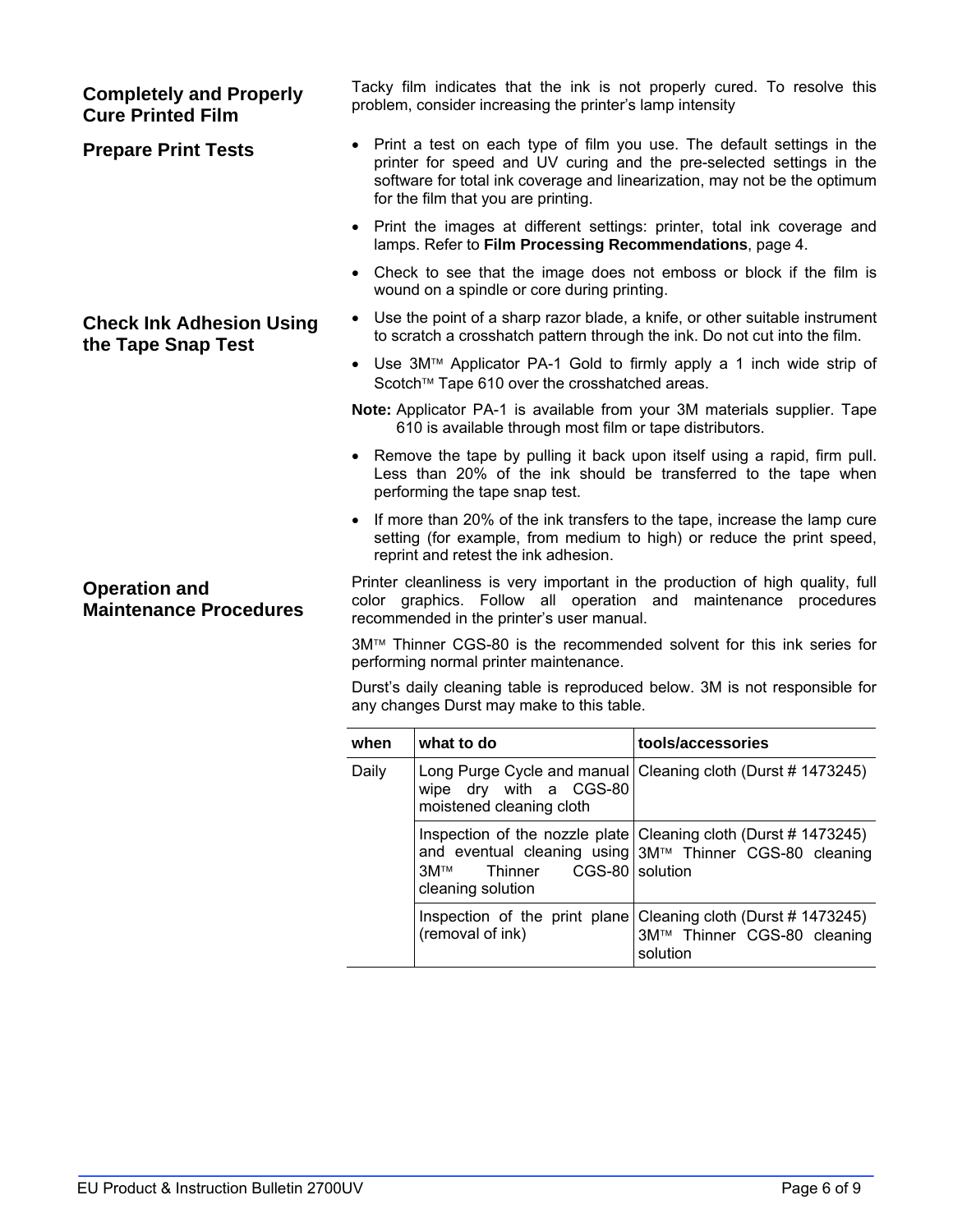## Completely and Properly Cure Printed Film

Tacky film indicates that the ink is not properly cured. To resolve this problem, consider increasing the printer's lamp intensity

## Prepare Print Tests

- Print a test on each type of film you use. The default settings in the printer for speed and UV curing and the pre-selected settings in the software for total ink coverage and linearization, may not be the optimum for the film that you are printing.
- Print the images at different settings: printer, total ink coverage and lamps. Refer to **Film Processing Recommendations**, page 4.
- Check to see that the image does not emboss or block if the film is wound on a spindle or core during printing.

## Check Ink Adhesion Using the Tape Snap Test

- Use the point of a sharp razor blade, a knife, or other suitable instrument to scratch a crosshatch pattern through the ink. Do not cut into the film.
- Use 3M™ Applicator PA-1 Gold to firmly apply a 1 inch wide strip of Scotch™ Tape 610 over the crosshatched areas.

**Note:** Applicator PA-1 is available from your 3M materials supplier. Tape 610 is available through most film or tape distributors.

- Remove the tape by pulling it back upon itself using a rapid, firm pull. Less than 20% of the ink should be transferred to the tape when performing the tape snap test.
- If more than 20% of the ink transfers to the tape, increase the lamp cure setting (for example, from medium to high) or reduce the print speed, reprint and retest the ink adhesion.

## Operation and Maintenance Procedures

Printer cleanliness is very important in the production of high quality, full color graphics. Follow all operation and maintenance procedures recommended in the printer's user manual.

3M™ Thinner CGS-80 is the recommended solvent for this ink series for performing normal printer maintenance.

Durst's daily cleaning table is reproduced below. 3M is not responsible for any changes Durst may make to this table.

| when | what to do | tools/accessories |
|---|---|---|
| Daily | Long Purge Cycle and manual wipe dry with a CGS-80 moistened cleaning cloth | Cleaning cloth (Durst # 1473245) |
| | Inspection of the nozzle plate and eventual cleaning using 3M™ Thinner CGS-80 cleaning solution | Cleaning cloth (Durst # 1473245) 3M™ Thinner CGS-80 cleaning solution |
| | Inspection of the print plane (removal of ink) | Cleaning cloth (Durst # 1473245) 3M™ Thinner CGS-80 cleaning solution |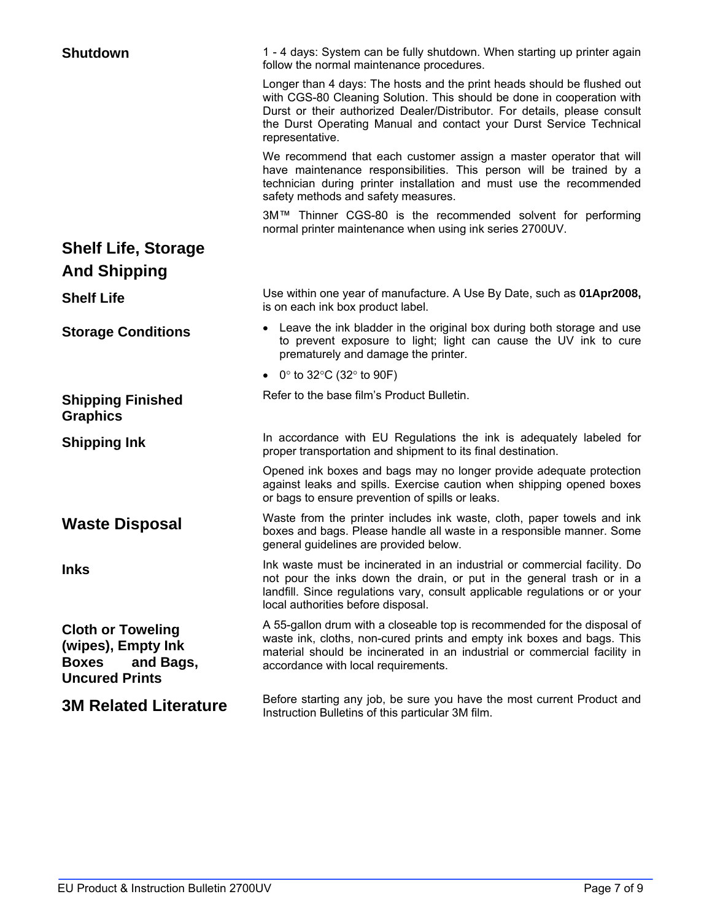**Shutdown**

1 - 4 days: System can be fully shutdown. When starting up printer again follow the normal maintenance procedures.

Longer than 4 days: The hosts and the print heads should be flushed out with CGS-80 Cleaning Solution. This should be done in cooperation with Durst or their authorized Dealer/Distributor. For details, please consult the Durst Operating Manual and contact your Durst Service Technical representative.

We recommend that each customer assign a master operator that will have maintenance responsibilities. This person will be trained by a technician during printer installation and must use the recommended safety methods and safety measures.

3M™ Thinner CGS-80 is the recommended solvent for performing normal printer maintenance when using ink series 2700UV.

## Shelf Life, Storage And Shipping

**Shelf Life**

Use within one year of manufacture. A Use By Date, such as **01Apr2008,** is on each ink box product label.

**Storage Conditions**

- Leave the ink bladder in the original box during both storage and use to prevent exposure to light; light can cause the UV ink to cure prematurely and damage the printer.
- 0° to 32°C (32° to 90F)

**Shipping Finished Graphics**

Refer to the base film's Product Bulletin.

**Shipping Ink**

In accordance with EU Regulations the ink is adequately labeled for proper transportation and shipment to its final destination.

Opened ink boxes and bags may no longer provide adequate protection against leaks and spills. Exercise caution when shipping opened boxes or bags to ensure prevention of spills or leaks.

## Waste Disposal

Waste from the printer includes ink waste, cloth, paper towels and ink boxes and bags. Please handle all waste in a responsible manner. Some general guidelines are provided below.

**Inks**

Ink waste must be incinerated in an industrial or commercial facility. Do not pour the inks down the drain, or put in the general trash or in a landfill. Since regulations vary, consult applicable regulations or or your local authorities before disposal.

**Cloth or Toweling (wipes), Empty Ink Boxes and Bags, Uncured Prints**

A 55-gallon drum with a closeable top is recommended for the disposal of waste ink, cloths, non-cured prints and empty ink boxes and bags. This material should be incinerated in an industrial or commercial facility in accordance with local requirements.

## 3M Related Literature

Before starting any job, be sure you have the most current Product and Instruction Bulletins of this particular 3M film.